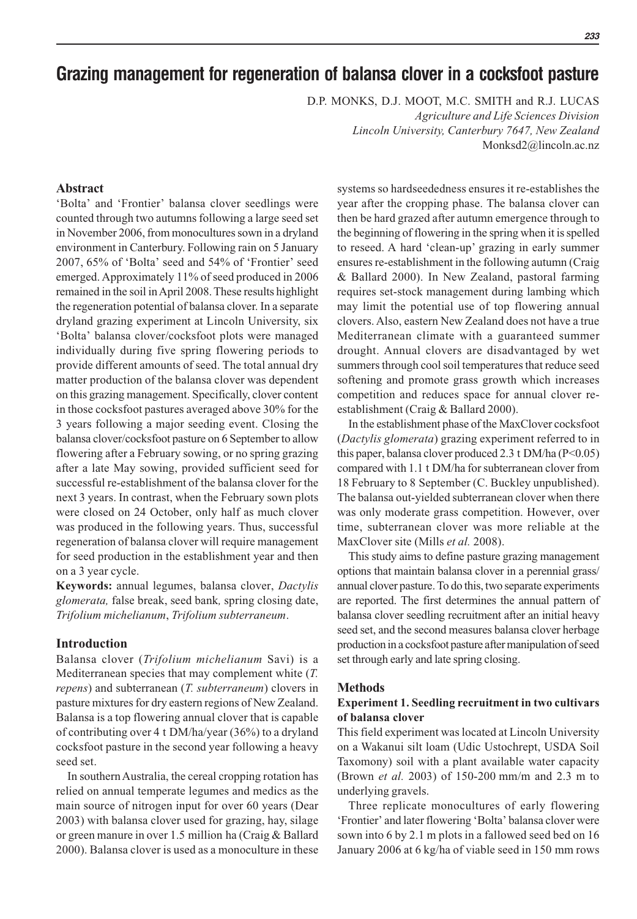# Grazing management for regeneration of balansa clover in a cocksfoot pasture

D.P. MONKS, D.J. MOOT, M.C. SMITH and R.J. LUCAS

*Agriculture and Life Sciences Division*
*Lincoln University, Canterbury 7647, New Zealand*
Monksd2@lincoln.ac.nz

## Abstract

'Bolta' and 'Frontier' balansa clover seedlings were counted through two autumns following a large seed set in November 2006, from monocultures sown in a dryland environment in Canterbury. Following rain on 5 January 2007, 65% of 'Bolta' seed and 54% of 'Frontier' seed emerged. Approximately 11% of seed produced in 2006 remained in the soil in April 2008. These results highlight the regeneration potential of balansa clover. In a separate dryland grazing experiment at Lincoln University, six 'Bolta' balansa clover/cocksfoot plots were managed individually during five spring flowering periods to provide different amounts of seed. The total annual dry matter production of the balansa clover was dependent on this grazing management. Specifically, clover content in those cocksfoot pastures averaged above 30% for the 3 years following a major seeding event. Closing the balansa clover/cocksfoot pasture on 6 September to allow flowering after a February sowing, or no spring grazing after a late May sowing, provided sufficient seed for successful re-establishment of the balansa clover for the next 3 years. In contrast, when the February sown plots were closed on 24 October, only half as much clover was produced in the following years. Thus, successful regeneration of balansa clover will require management for seed production in the establishment year and then on a 3 year cycle.

**Keywords:** annual legumes, balansa clover, *Dactylis glomerata,* false break, seed bank*,* spring closing date, *Trifolium michelianum*, *Trifolium subterraneum*.

## Introduction

Balansa clover (*Trifolium michelianum* Savi) is a Mediterranean species that may complement white (*T. repens*) and subterranean (*T. subterraneum*) clovers in pasture mixtures for dry eastern regions of New Zealand. Balansa is a top flowering annual clover that is capable of contributing over 4 t DM/ha/year (36%) to a dryland cocksfoot pasture in the second year following a heavy seed set.

In southern Australia, the cereal cropping rotation has relied on annual temperate legumes and medics as the main source of nitrogen input for over 60 years (Dear 2003) with balansa clover used for grazing, hay, silage or green manure in over 1.5 million ha (Craig & Ballard 2000). Balansa clover is used as a monoculture in these systems so hardseededness ensures it re-establishes the year after the cropping phase. The balansa clover can then be hard grazed after autumn emergence through to the beginning of flowering in the spring when it is spelled to reseed. A hard 'clean-up' grazing in early summer ensures re-establishment in the following autumn (Craig & Ballard 2000). In New Zealand, pastoral farming requires set-stock management during lambing which may limit the potential use of top flowering annual clovers. Also, eastern New Zealand does not have a true Mediterranean climate with a guaranteed summer drought. Annual clovers are disadvantaged by wet summers through cool soil temperatures that reduce seed softening and promote grass growth which increases competition and reduces space for annual clover re-establishment (Craig & Ballard 2000).

In the establishment phase of the MaxClover cocksfoot (*Dactylis glomerata*) grazing experiment referred to in this paper, balansa clover produced 2.3 t DM/ha ($P<0.05$) compared with 1.1 t DM/ha for subterranean clover from 18 February to 8 September (C. Buckley unpublished). The balansa out-yielded subterranean clover when there was only moderate grass competition. However, over time, subterranean clover was more reliable at the MaxClover site (Mills *et al.* 2008).

This study aims to define pasture grazing management options that maintain balansa clover in a perennial grass/annual clover pasture. To do this, two separate experiments are reported. The first determines the annual pattern of balansa clover seedling recruitment after an initial heavy seed set, and the second measures balansa clover herbage production in a cocksfoot pasture after manipulation of seed set through early and late spring closing.

## Methods

### Experiment 1. Seedling recruitment in two cultivars of balansa clover

This field experiment was located at Lincoln University on a Wakanui silt loam (Udic Ustochrept, USDA Soil Taxomony) soil with a plant available water capacity (Brown *et al.* 2003) of 150-200 mm/m and 2.3 m to underlying gravels.

Three replicate monocultures of early flowering 'Frontier' and later flowering 'Bolta' balansa clover were sown into 6 by 2.1 m plots in a fallowed seed bed on 16 January 2006 at 6 kg/ha of viable seed in 150 mm rows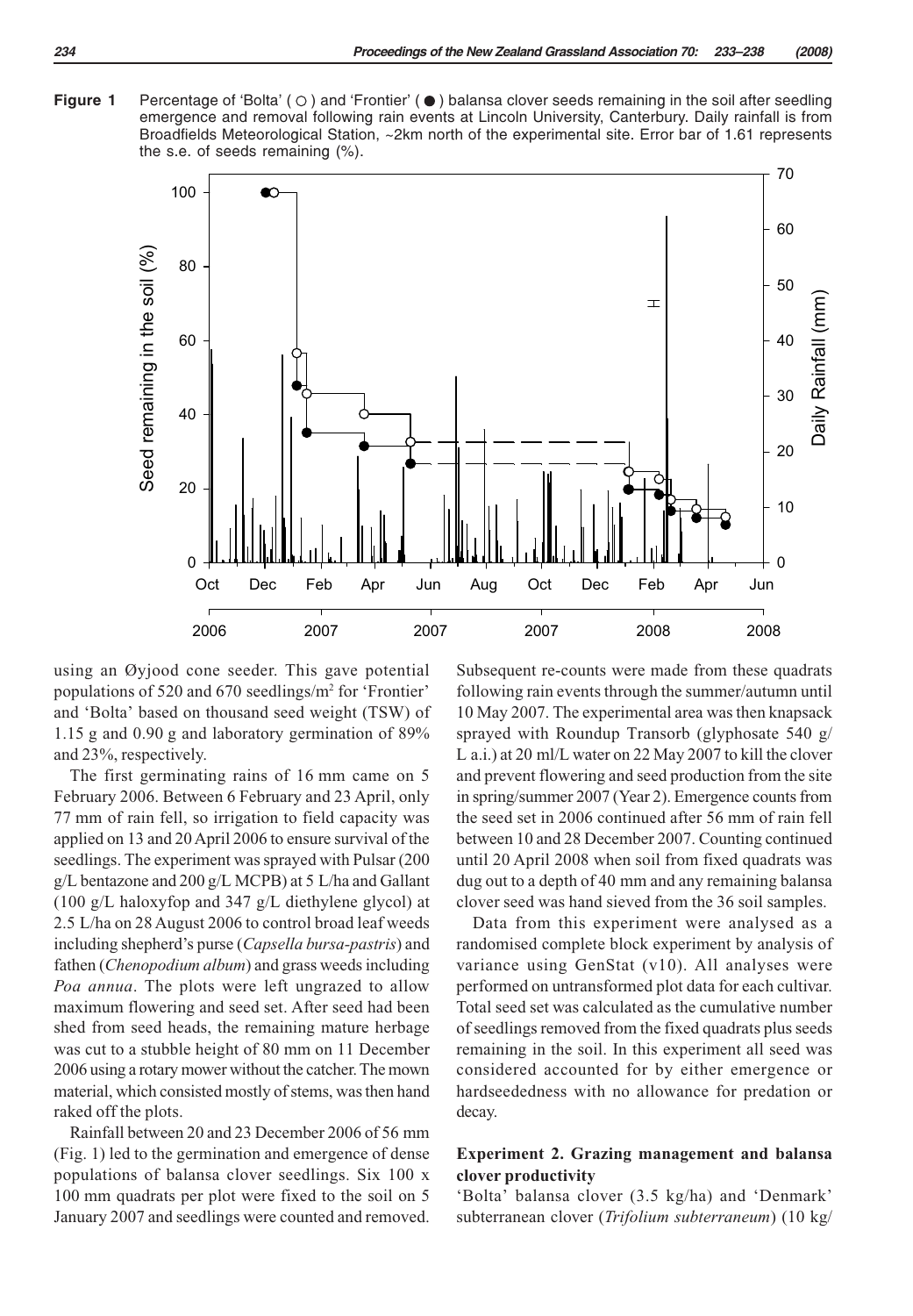**Figure 1** Percentage of 'Bolta' ( ○ ) and 'Frontier' ( ● ) balansa clover seeds remaining in the soil after seedling emergence and removal following rain events at Lincoln University, Canterbury. Daily rainfall is from Broadfields Meteorological Station, ~2km north of the experimental site. Error bar of 1.61 represents the s.e. of seeds remaining (%).

using an Øyjood cone seeder. This gave potential populations of 520 and 670 seedlings/m$^2$ for 'Frontier' and 'Bolta' based on thousand seed weight (TSW) of 1.15 g and 0.90 g and laboratory germination of 89% and 23%, respectively.

The first germinating rains of 16 mm came on 5 February 2006. Between 6 February and 23 April, only 77 mm of rain fell, so irrigation to field capacity was applied on 13 and 20 April 2006 to ensure survival of the seedlings. The experiment was sprayed with Pulsar (200 g/L bentazone and 200 g/L MCPB) at 5 L/ha and Gallant (100 g/L haloxyfop and 347 g/L diethylene glycol) at 2.5 L/ha on 28 August 2006 to control broad leaf weeds including shepherd's purse (*Capsella bursa-pastris*) and fathen (*Chenopodium album*) and grass weeds including *Poa annua*. The plots were left ungrazed to allow maximum flowering and seed set. After seed had been shed from seed heads, the remaining mature herbage was cut to a stubble height of 80 mm on 11 December 2006 using a rotary mower without the catcher. The mown material, which consisted mostly of stems, was then hand raked off the plots.

Rainfall between 20 and 23 December 2006 of 56 mm (Fig. 1) led to the germination and emergence of dense populations of balansa clover seedlings. Six 100 x 100 mm quadrats per plot were fixed to the soil on 5 January 2007 and seedlings were counted and removed. Subsequent re-counts were made from these quadrats following rain events through the summer/autumn until 10 May 2007. The experimental area was then knapsack sprayed with Roundup Transorb (glyphosate 540 g/L a.i.) at 20 ml/L water on 22 May 2007 to kill the clover and prevent flowering and seed production from the site in spring/summer 2007 (Year 2). Emergence counts from the seed set in 2006 continued after 56 mm of rain fell between 10 and 28 December 2007. Counting continued until 20 April 2008 when soil from fixed quadrats was dug out to a depth of 40 mm and any remaining balansa clover seed was hand sieved from the 36 soil samples.

Data from this experiment were analysed as a randomised complete block experiment by analysis of variance using GenStat (v10). All analyses were performed on untransformed plot data for each cultivar. Total seed set was calculated as the cumulative number of seedlings removed from the fixed quadrats plus seeds remaining in the soil. In this experiment all seed was considered accounted for by either emergence or hardseededness with no allowance for predation or decay.

## Experiment 2. Grazing management and balansa clover productivity

'Bolta' balansa clover (3.5 kg/ha) and 'Denmark' subterranean clover (*Trifolium subterraneum*) (10 kg/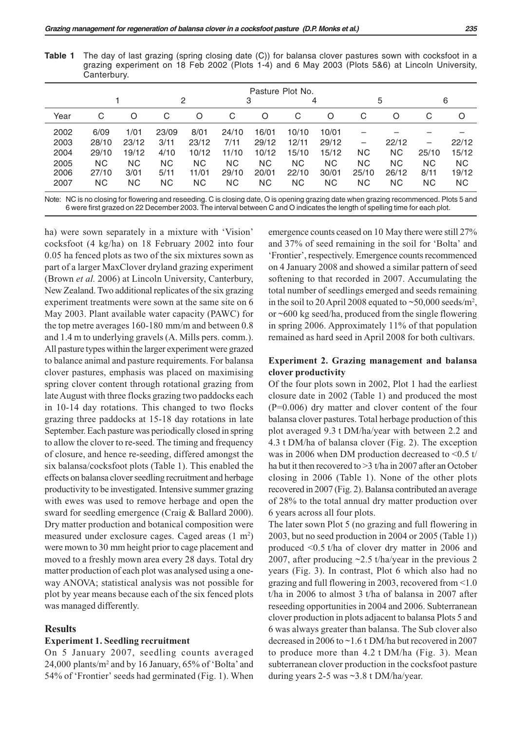**Table 1** The day of last grazing (spring closing date (C)) for balansa clover pastures sown with cocksfoot in a grazing experiment on 18 Feb 2002 (Plots 1-4) and 6 May 2003 (Plots 5&6) at Lincoln University, Canterbury.

| | Pasture Plot No. | | | | | | | | | | | |
|---|---|---|---|---|---|---|---|---|---|---|---|---|
| | 1 | | 2 | | 3 | | 4 | | 5 | | 6 | |
| Year | C | O | C | O | C | O | C | O | C | O | C | O |
| 2002 | 6/09 | 1/01 | 23/09 | 8/01 | 24/10 | 16/01 | 10/10 | 10/01 | – | – | – | – |
| 2003 | 28/10 | 23/12 | 3/11 | 23/12 | 7/11 | 29/12 | 12/11 | 29/12 | – | 22/12 | – | 22/12 |
| 2004 | 29/10 | 19/12 | 4/10 | 10/12 | 11/10 | 10/12 | 15/10 | 15/12 | NC | NC | 25/10 | 15/12 |
| 2005 | NC | NC | NC | NC | NC | NC | NC | NC | NC | NC | NC | NC |
| 2006 | 27/10 | 3/01 | 5/11 | 11/01 | 29/10 | 20/01 | 22/10 | 30/01 | 25/10 | 26/12 | 8/11 | 19/12 |
| 2007 | NC | NC | NC | NC | NC | NC | NC | NC | NC | NC | NC | NC |

Note: NC is no closing for flowering and reseeding. C is closing date, O is opening grazing date when grazing recommenced. Plots 5 and 6 were first grazed on 22 December 2003. The interval between C and O indicates the length of spelling time for each plot.

ha) were sown separately in a mixture with 'Vision' cocksfoot (4 kg/ha) on 18 February 2002 into four 0.05 ha fenced plots as two of the six mixtures sown as part of a larger MaxClover dryland grazing experiment (Brown *et al.* 2006) at Lincoln University, Canterbury, New Zealand. Two additional replicates of the six grazing experiment treatments were sown at the same site on 6 May 2003. Plant available water capacity (PAWC) for the top metre averages 160-180 mm/m and between 0.8 and 1.4 m to underlying gravels (A. Mills pers. comm.). All pasture types within the larger experiment were grazed to balance animal and pasture requirements. For balansa clover pastures, emphasis was placed on maximising spring clover content through rotational grazing from late August with three flocks grazing two paddocks each in 10-14 day rotations. This changed to two flocks grazing three paddocks at 15-18 day rotations in late September. Each pasture was periodically closed in spring to allow the clover to re-seed. The timing and frequency of closure, and hence re-seeding, differed amongst the six balansa/cocksfoot plots (Table 1). This enabled the effects on balansa clover seedling recruitment and herbage productivity to be investigated. Intensive summer grazing with ewes was used to remove herbage and open the sward for seedling emergence (Craig & Ballard 2000). Dry matter production and botanical composition were measured under exclosure cages. Caged areas (1 $m^2$) were mown to 30 mm height prior to cage placement and moved to a freshly mown area every 28 days. Total dry matter production of each plot was analysed using a one-way ANOVA; statistical analysis was not possible for plot by year means because each of the six fenced plots was managed differently.

## Results

### Experiment 1. Seedling recruitment

On 5 January 2007, seedling counts averaged 24,000 plants/$m^2$ and by 16 January, 65% of 'Bolta' and 54% of 'Frontier' seeds had germinated (Fig. 1). When emergence counts ceased on 10 May there were still 27% and 37% of seed remaining in the soil for 'Bolta' and 'Frontier', respectively. Emergence counts recommenced on 4 January 2008 and showed a similar pattern of seed softening to that recorded in 2007. Accumulating the total number of seedlings emerged and seeds remaining in the soil to 20 April 2008 equated to ~50,000 seeds/$m^2$, or ~600 kg seed/ha, produced from the single flowering in spring 2006. Approximately 11% of that population remained as hard seed in April 2008 for both cultivars.

### Experiment 2. Grazing management and balansa clover productivity

Of the four plots sown in 2002, Plot 1 had the earliest closure date in 2002 (Table 1) and produced the most ($P=0.006$) dry matter and clover content of the four balansa clover pastures. Total herbage production of this plot averaged 9.3 t DM/ha/year with between 2.2 and 4.3 t DM/ha of balansa clover (Fig. 2). The exception was in 2006 when DM production decreased to <0.5 t/ha but it then recovered to >3 t/ha in 2007 after an October closing in 2006 (Table 1). None of the other plots recovered in 2007 (Fig. 2). Balansa contributed an average of 28% to the total annual dry matter production over 6 years across all four plots.

The later sown Plot 5 (no grazing and full flowering in 2003, but no seed production in 2004 or 2005 (Table 1)) produced <0.5 t/ha of clover dry matter in 2006 and 2007, after producing ~2.5 t/ha/year in the previous 2 years (Fig. 3). In contrast, Plot 6 which also had no grazing and full flowering in 2003, recovered from <1.0 t/ha in 2006 to almost 3 t/ha of balansa in 2007 after reseeding opportunities in 2004 and 2006. Subterranean clover production in plots adjacent to balansa Plots 5 and 6 was always greater than balansa. The Sub clover also decreased in 2006 to ~1.6 t DM/ha but recovered in 2007 to produce more than 4.2 t DM/ha (Fig. 3). Mean subterranean clover production in the cocksfoot pasture during years 2-5 was ~3.8 t DM/ha/year.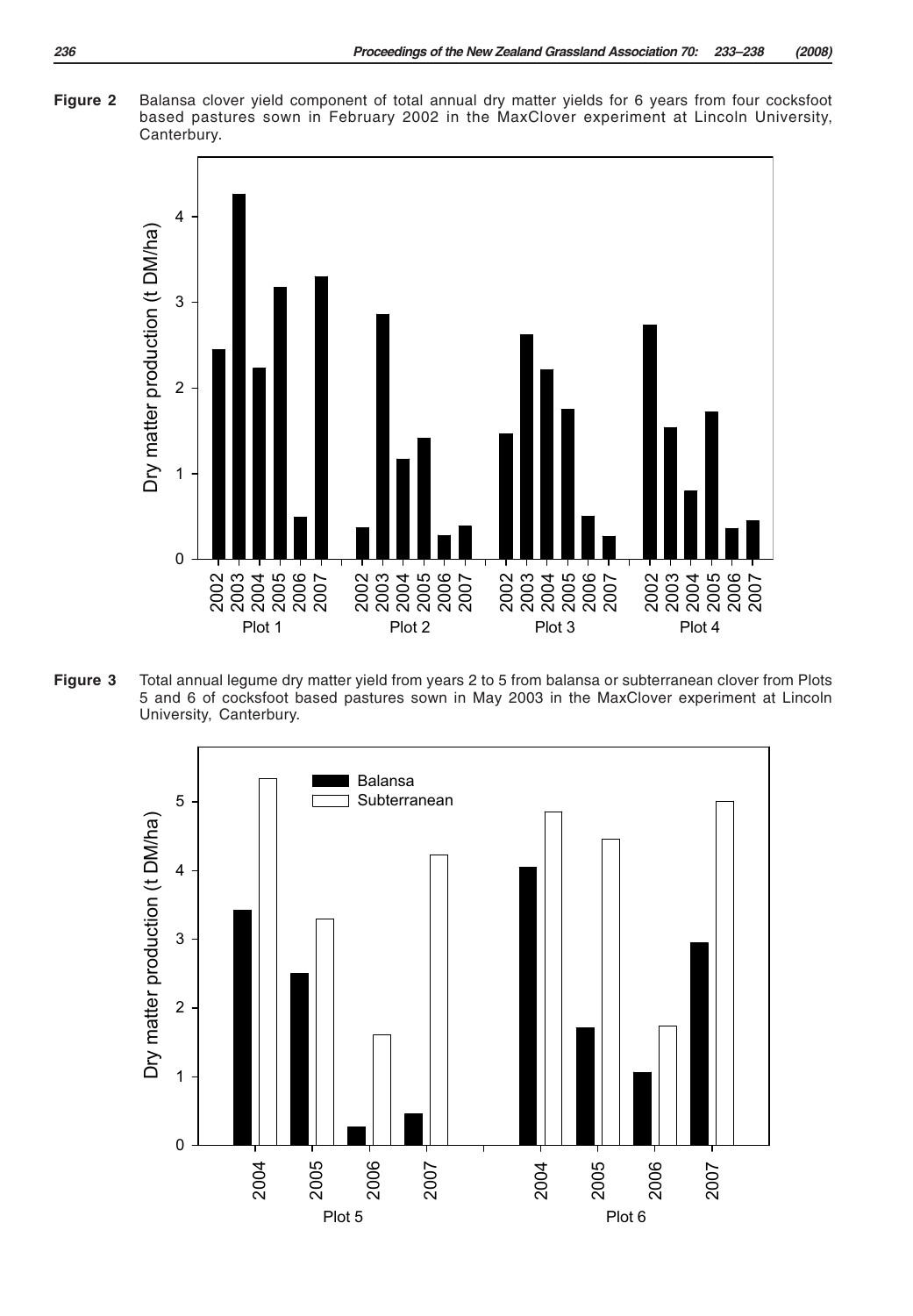**Figure 2** Balansa clover yield component of total annual dry matter yields for 6 years from four cocksfoot based pastures sown in February 2002 in the MaxClover experiment at Lincoln University, Canterbury.

**Figure 3** Total annual legume dry matter yield from years 2 to 5 from balansa or subterranean clover from Plots 5 and 6 of cocksfoot based pastures sown in May 2003 in the MaxClover experiment at Lincoln University, Canterbury.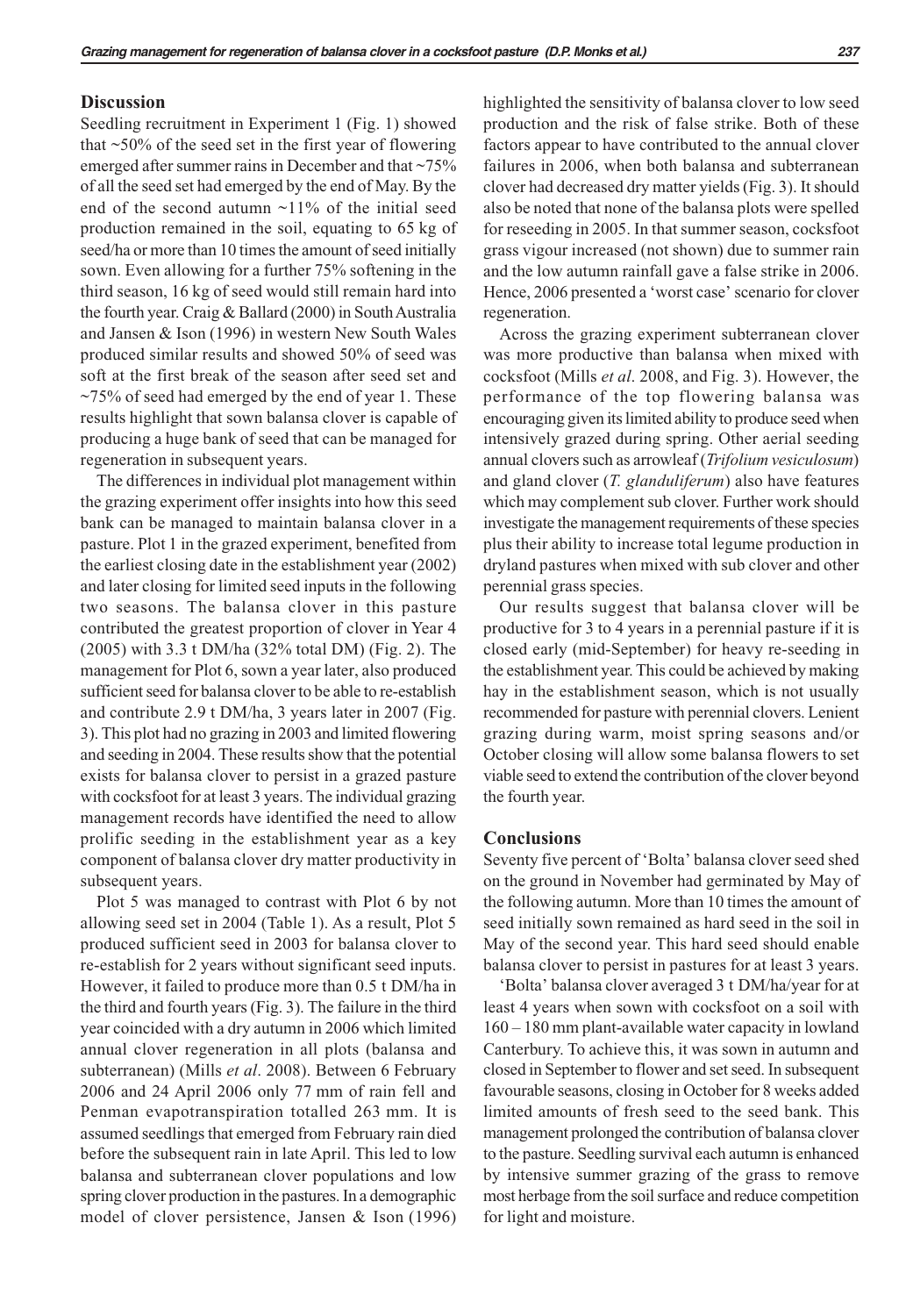## Discussion

Seedling recruitment in Experiment 1 (Fig. 1) showed that ~50% of the seed set in the first year of flowering emerged after summer rains in December and that ~75% of all the seed set had emerged by the end of May. By the end of the second autumn ~11% of the initial seed production remained in the soil, equating to 65 kg of seed/ha or more than 10 times the amount of seed initially sown. Even allowing for a further 75% softening in the third season, 16 kg of seed would still remain hard into the fourth year. Craig & Ballard (2000) in South Australia and Jansen & Ison (1996) in western New South Wales produced similar results and showed 50% of seed was soft at the first break of the season after seed set and ~75% of seed had emerged by the end of year 1. These results highlight that sown balansa clover is capable of producing a huge bank of seed that can be managed for regeneration in subsequent years.

The differences in individual plot management within the grazing experiment offer insights into how this seed bank can be managed to maintain balansa clover in a pasture. Plot 1 in the grazed experiment, benefited from the earliest closing date in the establishment year (2002) and later closing for limited seed inputs in the following two seasons. The balansa clover in this pasture contributed the greatest proportion of clover in Year 4 (2005) with 3.3 t DM/ha (32% total DM) (Fig. 2). The management for Plot 6, sown a year later, also produced sufficient seed for balansa clover to be able to re-establish and contribute 2.9 t DM/ha, 3 years later in 2007 (Fig. 3). This plot had no grazing in 2003 and limited flowering and seeding in 2004. These results show that the potential exists for balansa clover to persist in a grazed pasture with cocksfoot for at least 3 years. The individual grazing management records have identified the need to allow prolific seeding in the establishment year as a key component of balansa clover dry matter productivity in subsequent years.

Plot 5 was managed to contrast with Plot 6 by not allowing seed set in 2004 (Table 1). As a result, Plot 5 produced sufficient seed in 2003 for balansa clover to re-establish for 2 years without significant seed inputs. However, it failed to produce more than 0.5 t DM/ha in the third and fourth years (Fig. 3). The failure in the third year coincided with a dry autumn in 2006 which limited annual clover regeneration in all plots (balansa and subterranean) (Mills *et al*. 2008). Between 6 February 2006 and 24 April 2006 only 77 mm of rain fell and Penman evapotranspiration totalled 263 mm. It is assumed seedlings that emerged from February rain died before the subsequent rain in late April. This led to low balansa and subterranean clover populations and low spring clover production in the pastures. In a demographic model of clover persistence, Jansen & Ison (1996) highlighted the sensitivity of balansa clover to low seed production and the risk of false strike. Both of these factors appear to have contributed to the annual clover failures in 2006, when both balansa and subterranean clover had decreased dry matter yields (Fig. 3). It should also be noted that none of the balansa plots were spelled for reseeding in 2005. In that summer season, cocksfoot grass vigour increased (not shown) due to summer rain and the low autumn rainfall gave a false strike in 2006. Hence, 2006 presented a 'worst case' scenario for clover regeneration.

Across the grazing experiment subterranean clover was more productive than balansa when mixed with cocksfoot (Mills *et al*. 2008, and Fig. 3). However, the performance of the top flowering balansa was encouraging given its limited ability to produce seed when intensively grazed during spring. Other aerial seeding annual clovers such as arrowleaf (*Trifolium vesiculosum*) and gland clover (*T. glanduliferum*) also have features which may complement sub clover. Further work should investigate the management requirements of these species plus their ability to increase total legume production in dryland pastures when mixed with sub clover and other perennial grass species.

Our results suggest that balansa clover will be productive for 3 to 4 years in a perennial pasture if it is closed early (mid-September) for heavy re-seeding in the establishment year. This could be achieved by making hay in the establishment season, which is not usually recommended for pasture with perennial clovers. Lenient grazing during warm, moist spring seasons and/or October closing will allow some balansa flowers to set viable seed to extend the contribution of the clover beyond the fourth year.

## Conclusions

Seventy five percent of 'Bolta' balansa clover seed shed on the ground in November had germinated by May of the following autumn. More than 10 times the amount of seed initially sown remained as hard seed in the soil in May of the second year. This hard seed should enable balansa clover to persist in pastures for at least 3 years.

'Bolta' balansa clover averaged 3 t DM/ha/year for at least 4 years when sown with cocksfoot on a soil with 160 – 180 mm plant-available water capacity in lowland Canterbury. To achieve this, it was sown in autumn and closed in September to flower and set seed. In subsequent favourable seasons, closing in October for 8 weeks added limited amounts of fresh seed to the seed bank. This management prolonged the contribution of balansa clover to the pasture. Seedling survival each autumn is enhanced by intensive summer grazing of the grass to remove most herbage from the soil surface and reduce competition for light and moisture.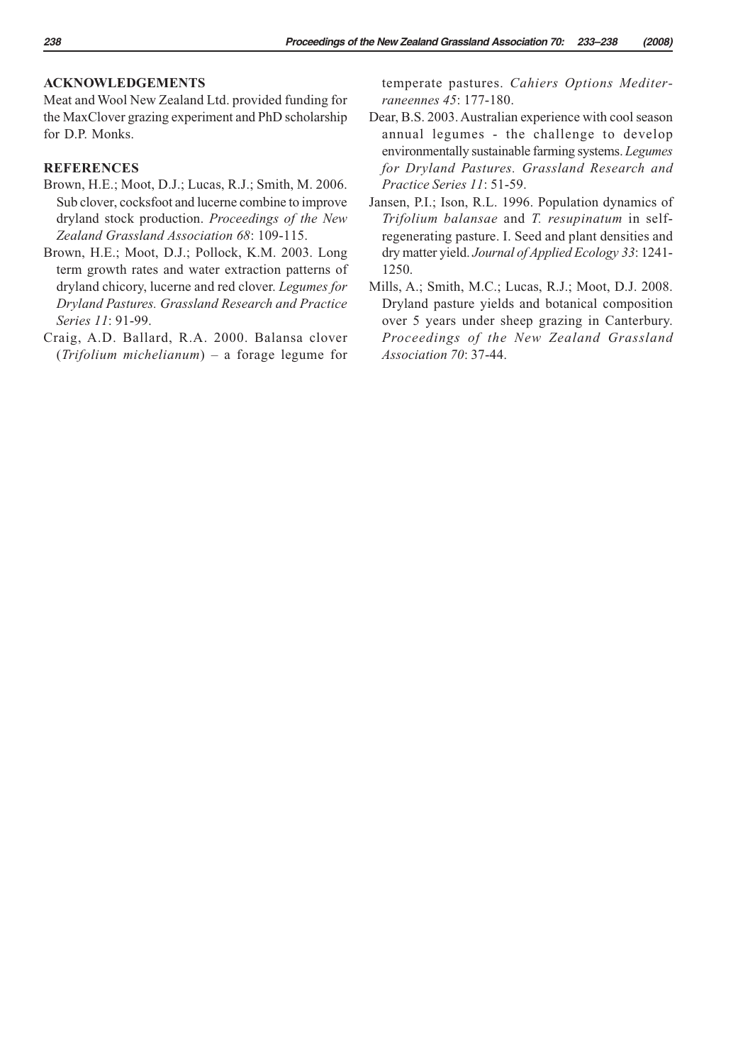## ACKNOWLEDGEMENTS

Meat and Wool New Zealand Ltd. provided funding for the MaxClover grazing experiment and PhD scholarship for D.P. Monks.

## REFERENCES

Brown, H.E.; Moot, D.J.; Lucas, R.J.; Smith, M. 2006. Sub clover, cocksfoot and lucerne combine to improve dryland stock production. *Proceedings of the New Zealand Grassland Association 68*: 109-115.

Brown, H.E.; Moot, D.J.; Pollock, K.M. 2003. Long term growth rates and water extraction patterns of dryland chicory, lucerne and red clover. *Legumes for Dryland Pastures. Grassland Research and Practice Series 11*: 91-99.

Craig, A.D. Ballard, R.A. 2000. Balansa clover (*Trifolium michelianum*) – a forage legume for temperate pastures. *Cahiers Options Mediterraneennes 45*: 177-180.

Dear, B.S. 2003. Australian experience with cool season annual legumes - the challenge to develop environmentally sustainable farming systems. *Legumes for Dryland Pastures. Grassland Research and Practice Series 11*: 51-59.

Jansen, P.I.; Ison, R.L. 1996. Population dynamics of *Trifolium balansae* and *T. resupinatum* in self-regenerating pasture. I. Seed and plant densities and dry matter yield. *Journal of Applied Ecology 33*: 1241-1250.

Mills, A.; Smith, M.C.; Lucas, R.J.; Moot, D.J. 2008. Dryland pasture yields and botanical composition over 5 years under sheep grazing in Canterbury. *Proceedings of the New Zealand Grassland Association 70*: 37-44.